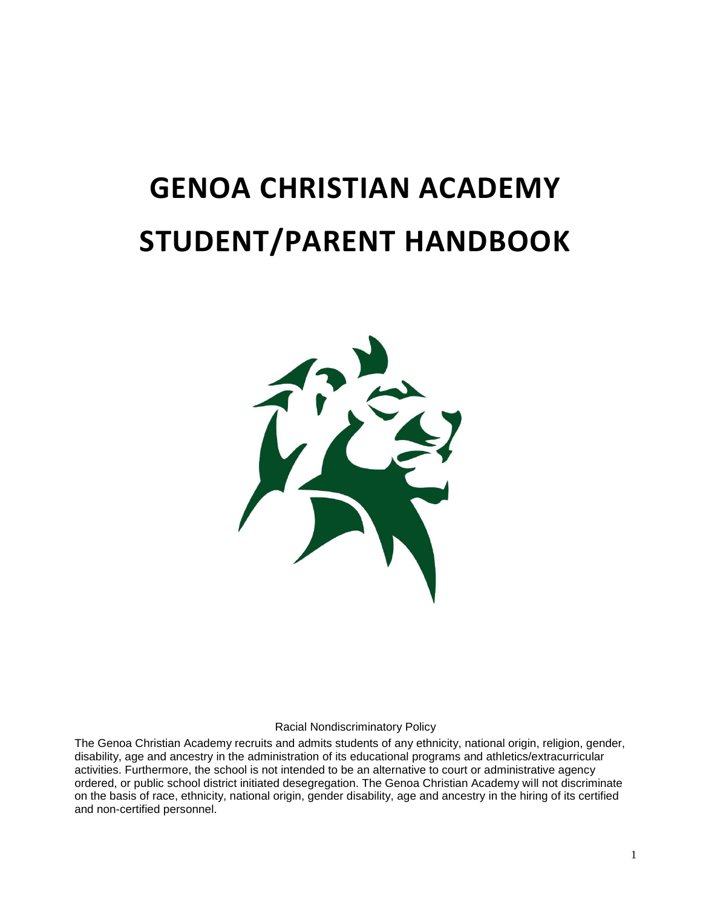# GENOA CHRISTIAN ACADEMY STUDENT/PARENT HANDBOOK

Racial Nondiscriminatory Policy

The Genoa Christian Academy recruits and admits students of any ethnicity, national origin, religion, gender, disability, age and ancestry in the administration of its educational programs and athletics/extracurricular activities. Furthermore, the school is not intended to be an alternative to court or administrative agency ordered, or public school district initiated desegregation. The Genoa Christian Academy will not discriminate on the basis of race, ethnicity, national origin, gender disability, age and ancestry in the hiring of its certified and non-certified personnel.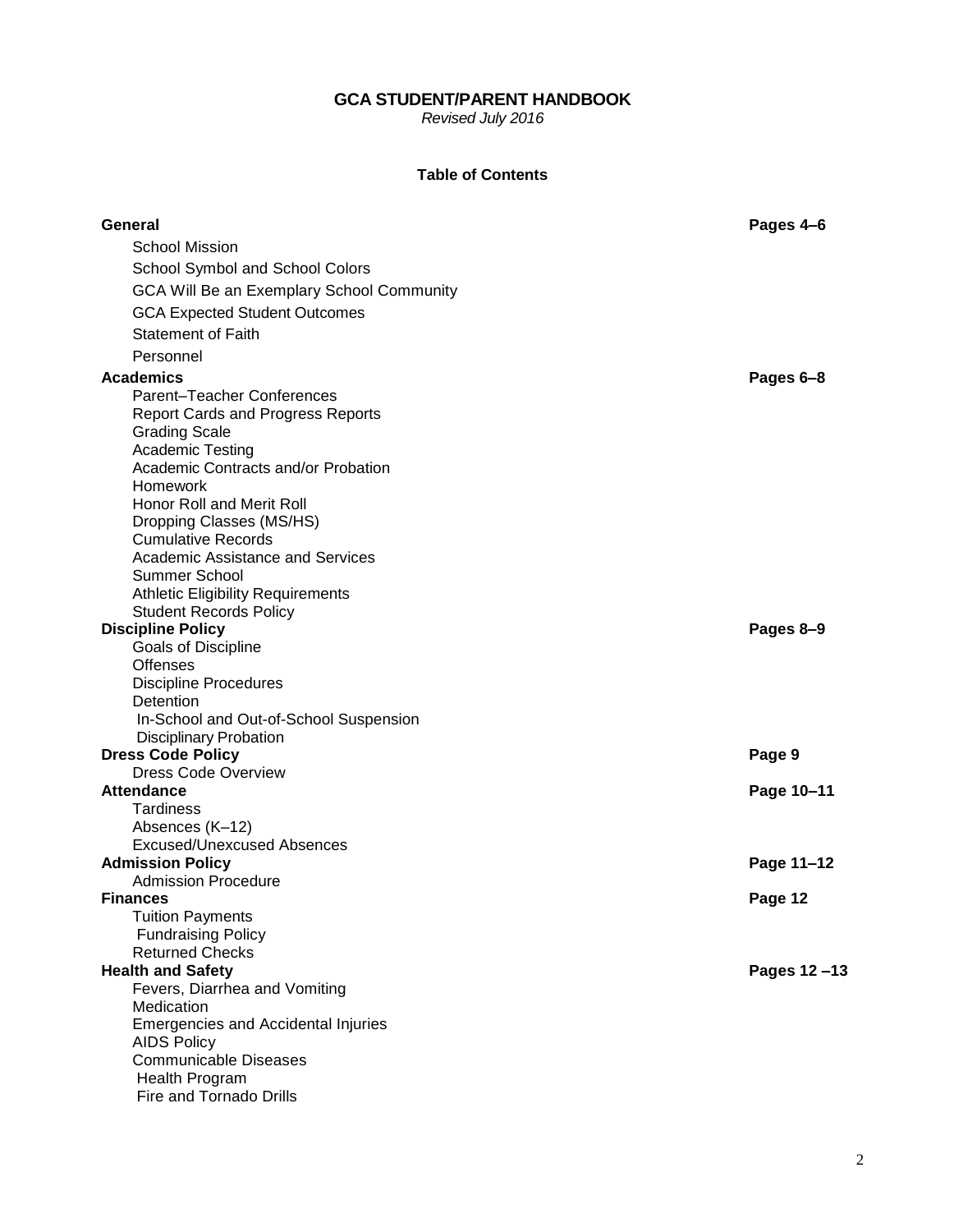# GCA STUDENT/PARENT HANDBOOK

*Revised July 2016*

## Table of Contents

| Section | Pages |
|---|---|
| **General** | **Pages 4–6** |
| School Mission | |
| School Symbol and School Colors | |
| GCA Will Be an Exemplary School Community | |
| GCA Expected Student Outcomes | |
| Statement of Faith | |
| Personnel | |
| **Academics** | **Pages 6–8** |
| Parent–Teacher Conferences | |
| Report Cards and Progress Reports | |
| Grading Scale | |
| Academic Testing | |
| Academic Contracts and/or Probation | |
| Homework | |
| Honor Roll and Merit Roll | |
| Dropping Classes (MS/HS) | |
| Cumulative Records | |
| Academic Assistance and Services | |
| Summer School | |
| Athletic Eligibility Requirements | |
| Student Records Policy | |
| **Discipline Policy** | **Pages 8–9** |
| Goals of Discipline | |
| Offenses | |
| Discipline Procedures | |
| Detention | |
| In-School and Out-of-School Suspension | |
| Disciplinary Probation | |
| **Dress Code Policy** | **Page 9** |
| Dress Code Overview | |
| **Attendance** | **Page 10–11** |
| Tardiness | |
| Absences (K–12) | |
| Excused/Unexcused Absences | |
| **Admission Policy** | **Page 11–12** |
| Admission Procedure | |
| **Finances** | **Page 12** |
| Tuition Payments | |
| Fundraising Policy | |
| Returned Checks | |
| **Health and Safety** | **Pages 12 –13** |
| Fevers, Diarrhea and Vomiting | |
| Medication | |
| Emergencies and Accidental Injuries | |
| AIDS Policy | |
| Communicable Diseases | |
| Health Program | |
| Fire and Tornado Drills | |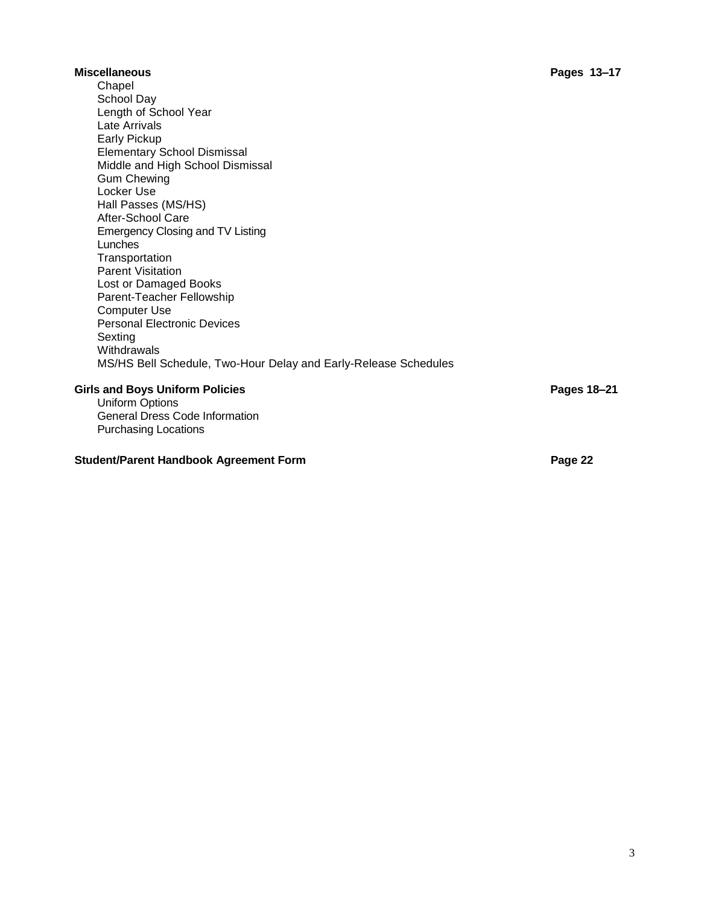**Miscellaneous** **Pages 13–17**

- Chapel
- School Day
- Length of School Year
- Late Arrivals
- Early Pickup
- Elementary School Dismissal
- Middle and High School Dismissal
- Gum Chewing
- Locker Use
- Hall Passes (MS/HS)
- After-School Care
- Emergency Closing and TV Listing
- Lunches
- Transportation
- Parent Visitation
- Lost or Damaged Books
- Parent-Teacher Fellowship
- Computer Use
- Personal Electronic Devices
- Sexting
- Withdrawals
- MS/HS Bell Schedule, Two-Hour Delay and Early-Release Schedules

**Girls and Boys Uniform Policies** **Pages 18–21**

- Uniform Options
- General Dress Code Information
- Purchasing Locations

**Student/Parent Handbook Agreement Form** **Page 22**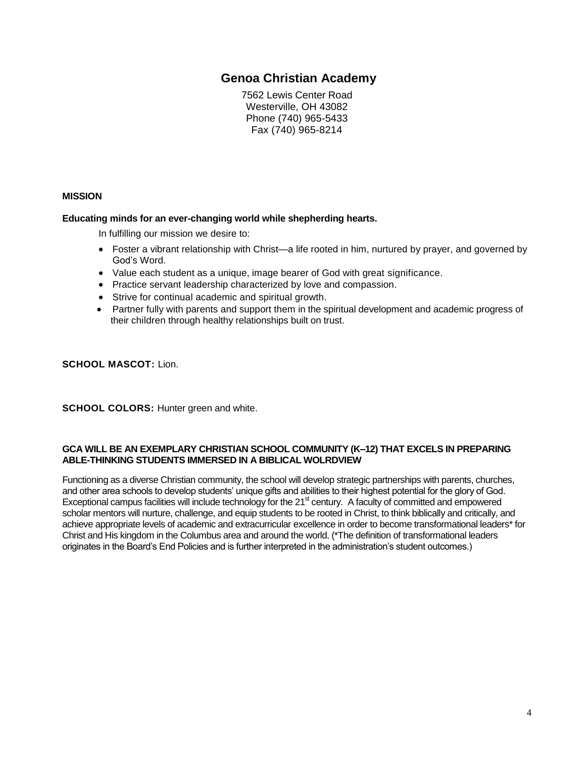# Genoa Christian Academy

7562 Lewis Center Road
Westerville, OH 43082
Phone (740) 965-5433
Fax (740) 965-8214

**MISSION**

**Educating minds for an ever-changing world while shepherding hearts.**

In fulfilling our mission we desire to:

- Foster a vibrant relationship with Christ—a life rooted in him, nurtured by prayer, and governed by God's Word.
- Value each student as a unique, image bearer of God with great significance.
- Practice servant leadership characterized by love and compassion.
- Strive for continual academic and spiritual growth.
- Partner fully with parents and support them in the spiritual development and academic progress of their children through healthy relationships built on trust.

**SCHOOL MASCOT:** Lion.

**SCHOOL COLORS:** Hunter green and white.

**GCA WILL BE AN EXEMPLARY CHRISTIAN SCHOOL COMMUNITY (K–12) THAT EXCELS IN PREPARING ABLE-THINKING STUDENTS IMMERSED IN A BIBLICAL WOLRDVIEW**

Functioning as a diverse Christian community, the school will develop strategic partnerships with parents, churches, and other area schools to develop students' unique gifts and abilities to their highest potential for the glory of God. Exceptional campus facilities will include technology for the 21st century. A faculty of committed and empowered scholar mentors will nurture, challenge, and equip students to be rooted in Christ, to think biblically and critically, and achieve appropriate levels of academic and extracurricular excellence in order to become transformational leaders* for Christ and His kingdom in the Columbus area and around the world. (*The definition of transformational leaders originates in the Board's End Policies and is further interpreted in the administration's student outcomes.)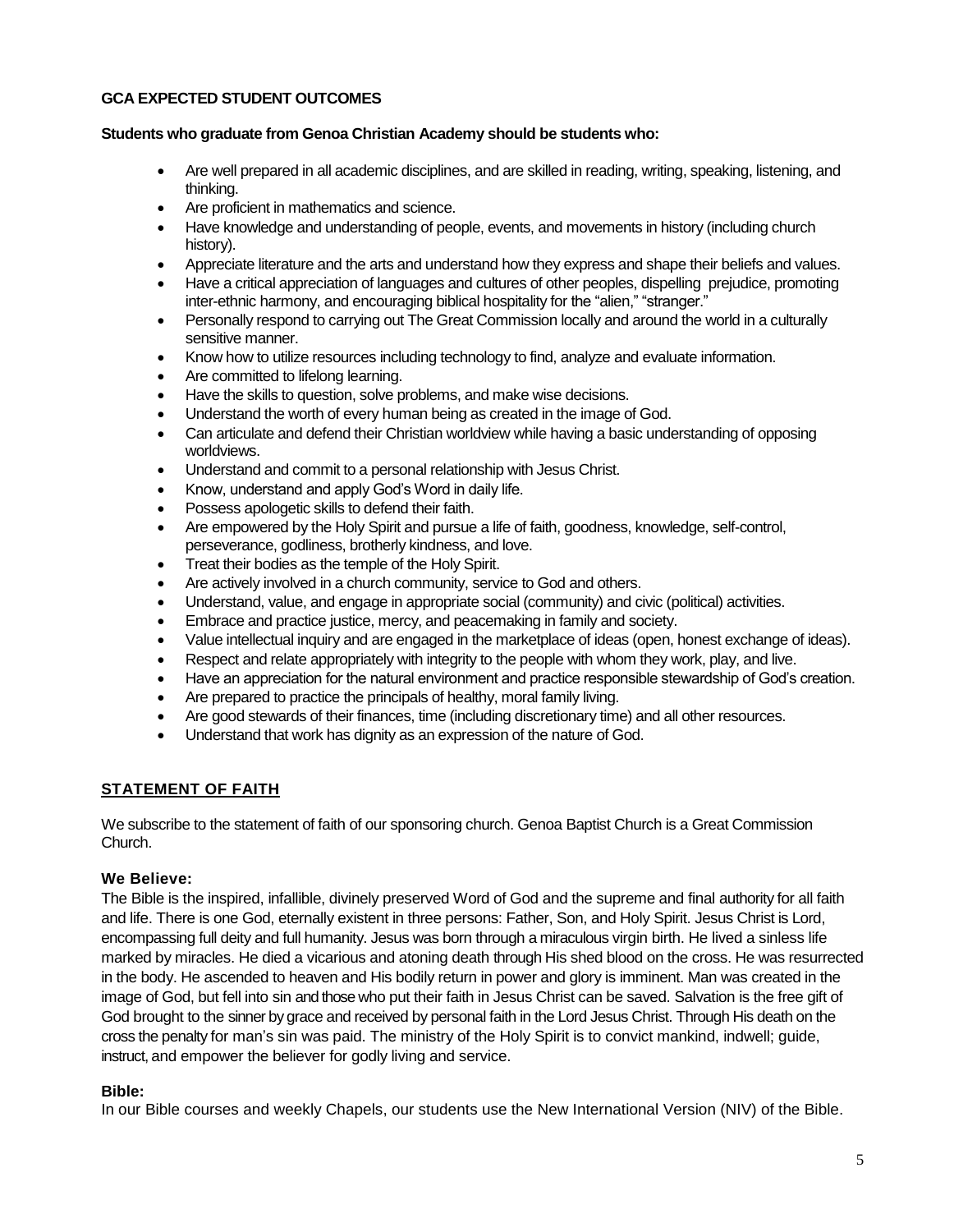**GCA EXPECTED STUDENT OUTCOMES**

**Students who graduate from Genoa Christian Academy should be students who:**

- Are well prepared in all academic disciplines, and are skilled in reading, writing, speaking, listening, and thinking.
- Are proficient in mathematics and science.
- Have knowledge and understanding of people, events, and movements in history (including church history).
- Appreciate literature and the arts and understand how they express and shape their beliefs and values.
- Have a critical appreciation of languages and cultures of other peoples, dispelling prejudice, promoting inter-ethnic harmony, and encouraging biblical hospitality for the "alien," "stranger."
- Personally respond to carrying out The Great Commission locally and around the world in a culturally sensitive manner.
- Know how to utilize resources including technology to find, analyze and evaluate information.
- Are committed to lifelong learning.
- Have the skills to question, solve problems, and make wise decisions.
- Understand the worth of every human being as created in the image of God.
- Can articulate and defend their Christian worldview while having a basic understanding of opposing worldviews.
- Understand and commit to a personal relationship with Jesus Christ.
- Know, understand and apply God's Word in daily life.
- Possess apologetic skills to defend their faith.
- Are empowered by the Holy Spirit and pursue a life of faith, goodness, knowledge, self-control, perseverance, godliness, brotherly kindness, and love.
- Treat their bodies as the temple of the Holy Spirit.
- Are actively involved in a church community, service to God and others.
- Understand, value, and engage in appropriate social (community) and civic (political) activities.
- Embrace and practice justice, mercy, and peacemaking in family and society.
- Value intellectual inquiry and are engaged in the marketplace of ideas (open, honest exchange of ideas).
- Respect and relate appropriately with integrity to the people with whom they work, play, and live.
- Have an appreciation for the natural environment and practice responsible stewardship of God's creation.
- Are prepared to practice the principals of healthy, moral family living.
- Are good stewards of their finances, time (including discretionary time) and all other resources.
- Understand that work has dignity as an expression of the nature of God.

## STATEMENT OF FAITH

We subscribe to the statement of faith of our sponsoring church. Genoa Baptist Church is a Great Commission Church.

### We Believe:

The Bible is the inspired, infallible, divinely preserved Word of God and the supreme and final authority for all faith and life. There is one God, eternally existent in three persons: Father, Son, and Holy Spirit. Jesus Christ is Lord, encompassing full deity and full humanity. Jesus was born through a miraculous virgin birth. He lived a sinless life marked by miracles. He died a vicarious and atoning death through His shed blood on the cross. He was resurrected in the body. He ascended to heaven and His bodily return in power and glory is imminent. Man was created in the image of God, but fell into sin and those who put their faith in Jesus Christ can be saved. Salvation is the free gift of God brought to the sinner by grace and received by personal faith in the Lord Jesus Christ. Through His death on the cross the penalty for man's sin was paid. The ministry of the Holy Spirit is to convict mankind, indwell; guide, instruct, and empower the believer for godly living and service.

### Bible:

In our Bible courses and weekly Chapels, our students use the New International Version (NIV) of the Bible.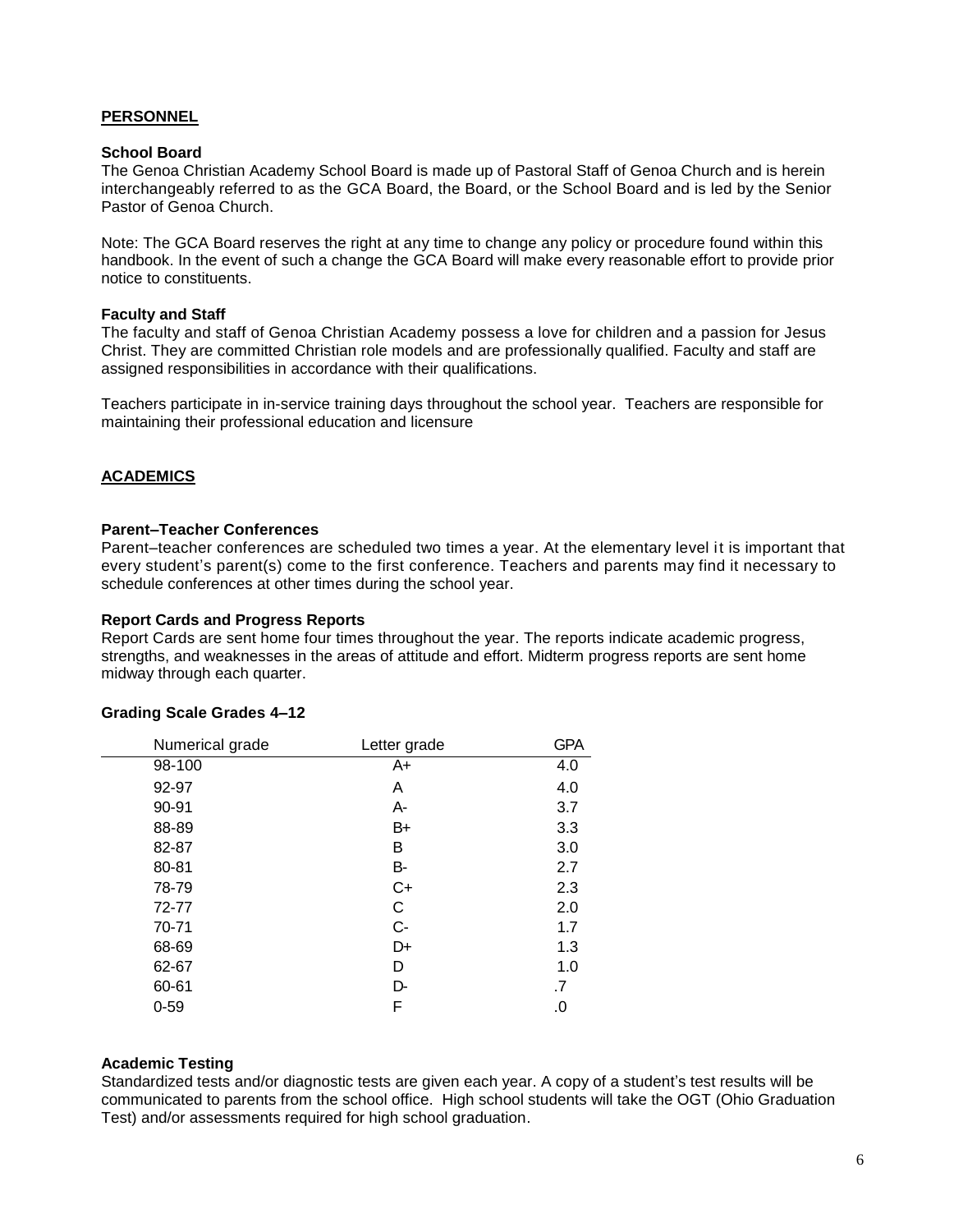## PERSONNEL

### School Board

The Genoa Christian Academy School Board is made up of Pastoral Staff of Genoa Church and is herein interchangeably referred to as the GCA Board, the Board, or the School Board and is led by the Senior Pastor of Genoa Church.

Note: The GCA Board reserves the right at any time to change any policy or procedure found within this handbook. In the event of such a change the GCA Board will make every reasonable effort to provide prior notice to constituents.

### Faculty and Staff

The faculty and staff of Genoa Christian Academy possess a love for children and a passion for Jesus Christ. They are committed Christian role models and are professionally qualified. Faculty and staff are assigned responsibilities in accordance with their qualifications.

Teachers participate in in-service training days throughout the school year. Teachers are responsible for maintaining their professional education and licensure

## ACADEMICS

### Parent–Teacher Conferences

Parent–teacher conferences are scheduled two times a year. At the elementary level it is important that every student's parent(s) come to the first conference. Teachers and parents may find it necessary to schedule conferences at other times during the school year.

### Report Cards and Progress Reports

Report Cards are sent home four times throughout the year. The reports indicate academic progress, strengths, and weaknesses in the areas of attitude and effort. Midterm progress reports are sent home midway through each quarter.

### Grading Scale Grades 4–12

| Numerical grade | Letter grade | GPA |
|---|---|---|
| 98-100 | A+ | 4.0 |
| 92-97 | A | 4.0 |
| 90-91 | A- | 3.7 |
| 88-89 | B+ | 3.3 |
| 82-87 | B | 3.0 |
| 80-81 | B- | 2.7 |
| 78-79 | C+ | 2.3 |
| 72-77 | C | 2.0 |
| 70-71 | C- | 1.7 |
| 68-69 | D+ | 1.3 |
| 62-67 | D | 1.0 |
| 60-61 | D- | .7 |
| 0-59 | F | .0 |

### Academic Testing

Standardized tests and/or diagnostic tests are given each year. A copy of a student's test results will be communicated to parents from the school office. High school students will take the OGT (Ohio Graduation Test) and/or assessments required for high school graduation.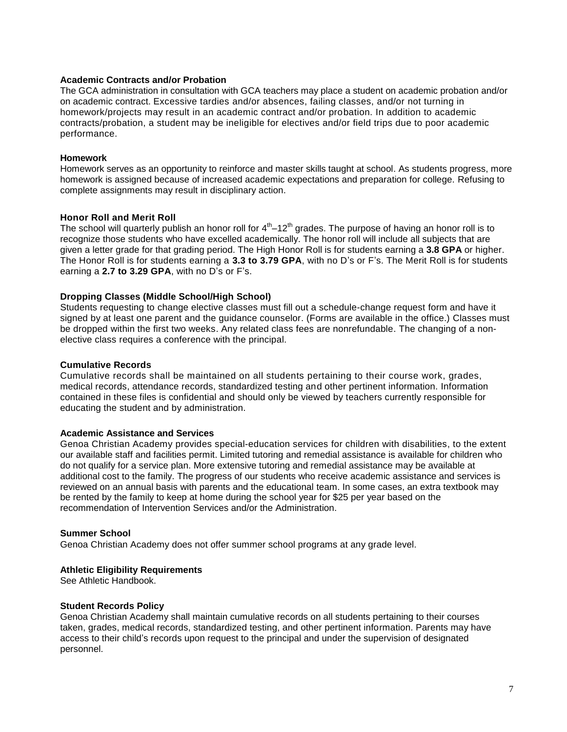### Academic Contracts and/or Probation

The GCA administration in consultation with GCA teachers may place a student on academic probation and/or on academic contract. Excessive tardies and/or absences, failing classes, and/or not turning in homework/projects may result in an academic contract and/or probation. In addition to academic contracts/probation, a student may be ineligible for electives and/or field trips due to poor academic performance.

### Homework

Homework serves as an opportunity to reinforce and master skills taught at school. As students progress, more homework is assigned because of increased academic expectations and preparation for college. Refusing to complete assignments may result in disciplinary action.

### Honor Roll and Merit Roll

The school will quarterly publish an honor roll for 4th–12th grades. The purpose of having an honor roll is to recognize those students who have excelled academically. The honor roll will include all subjects that are given a letter grade for that grading period. The High Honor Roll is for students earning a **3.8 GPA** or higher. The Honor Roll is for students earning a **3.3 to 3.79 GPA**, with no D's or F's. The Merit Roll is for students earning a **2.7 to 3.29 GPA**, with no D's or F's.

### Dropping Classes (Middle School/High School)

Students requesting to change elective classes must fill out a schedule-change request form and have it signed by at least one parent and the guidance counselor. (Forms are available in the office.) Classes must be dropped within the first two weeks. Any related class fees are nonrefundable. The changing of a non-elective class requires a conference with the principal.

### Cumulative Records

Cumulative records shall be maintained on all students pertaining to their course work, grades, medical records, attendance records, standardized testing and other pertinent information. Information contained in these files is confidential and should only be viewed by teachers currently responsible for educating the student and by administration.

### Academic Assistance and Services

Genoa Christian Academy provides special-education services for children with disabilities, to the extent our available staff and facilities permit. Limited tutoring and remedial assistance is available for children who do not qualify for a service plan. More extensive tutoring and remedial assistance may be available at additional cost to the family. The progress of our students who receive academic assistance and services is reviewed on an annual basis with parents and the educational team. In some cases, an extra textbook may be rented by the family to keep at home during the school year for $25 per year based on the recommendation of Intervention Services and/or the Administration.

### Summer School

Genoa Christian Academy does not offer summer school programs at any grade level.

### Athletic Eligibility Requirements

See Athletic Handbook.

### Student Records Policy

Genoa Christian Academy shall maintain cumulative records on all students pertaining to their courses taken, grades, medical records, standardized testing, and other pertinent information. Parents may have access to their child's records upon request to the principal and under the supervision of designated personnel.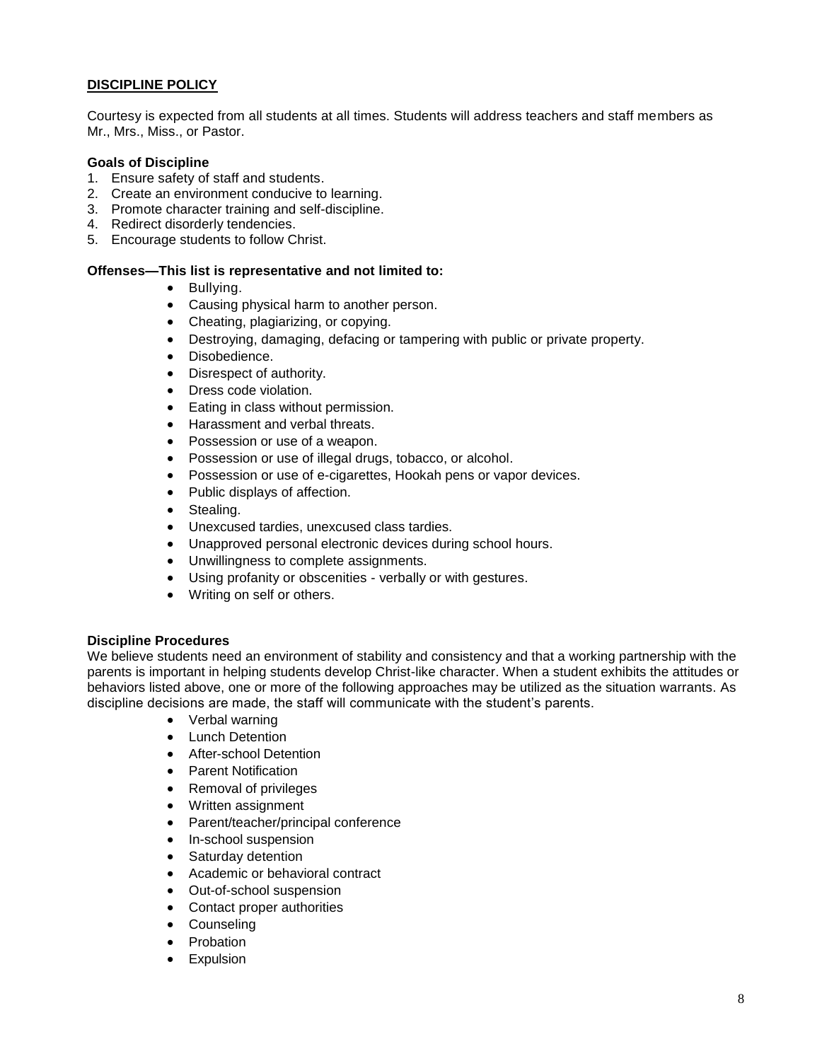## DISCIPLINE POLICY

Courtesy is expected from all students at all times. Students will address teachers and staff members as Mr., Mrs., Miss., or Pastor.

**Goals of Discipline**

1. Ensure safety of staff and students.
2. Create an environment conducive to learning.
3. Promote character training and self-discipline.
4. Redirect disorderly tendencies.
5. Encourage students to follow Christ.

**Offenses—This list is representative and not limited to:**

- Bullying.
- Causing physical harm to another person.
- Cheating, plagiarizing, or copying.
- Destroying, damaging, defacing or tampering with public or private property.
- Disobedience.
- Disrespect of authority.
- Dress code violation.
- Eating in class without permission.
- Harassment and verbal threats.
- Possession or use of a weapon.
- Possession or use of illegal drugs, tobacco, or alcohol.
- Possession or use of e-cigarettes, Hookah pens or vapor devices.
- Public displays of affection.
- Stealing.
- Unexcused tardies, unexcused class tardies.
- Unapproved personal electronic devices during school hours.
- Unwillingness to complete assignments.
- Using profanity or obscenities - verbally or with gestures.
- Writing on self or others.

**Discipline Procedures**

We believe students need an environment of stability and consistency and that a working partnership with the parents is important in helping students develop Christ-like character. When a student exhibits the attitudes or behaviors listed above, one or more of the following approaches may be utilized as the situation warrants. As discipline decisions are made, the staff will communicate with the student's parents.

- Verbal warning
- Lunch Detention
- After-school Detention
- Parent Notification
- Removal of privileges
- Written assignment
- Parent/teacher/principal conference
- In-school suspension
- Saturday detention
- Academic or behavioral contract
- Out-of-school suspension
- Contact proper authorities
- Counseling
- Probation
- Expulsion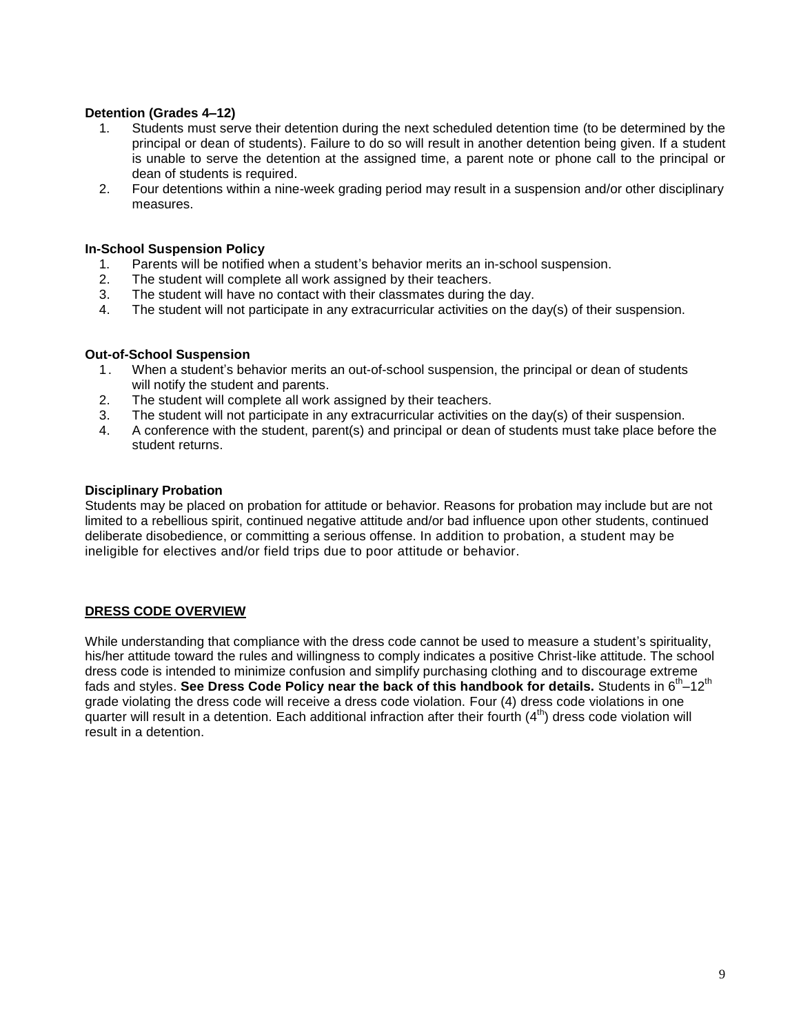### Detention (Grades 4–12)

1. Students must serve their detention during the next scheduled detention time (to be determined by the principal or dean of students). Failure to do so will result in another detention being given. If a student is unable to serve the detention at the assigned time, a parent note or phone call to the principal or dean of students is required.
2. Four detentions within a nine-week grading period may result in a suspension and/or other disciplinary measures.

### In-School Suspension Policy

1. Parents will be notified when a student's behavior merits an in-school suspension.
2. The student will complete all work assigned by their teachers.
3. The student will have no contact with their classmates during the day.
4. The student will not participate in any extracurricular activities on the day(s) of their suspension.

### Out-of-School Suspension

1. When a student's behavior merits an out-of-school suspension, the principal or dean of students will notify the student and parents.
2. The student will complete all work assigned by their teachers.
3. The student will not participate in any extracurricular activities on the day(s) of their suspension.
4. A conference with the student, parent(s) and principal or dean of students must take place before the student returns.

### Disciplinary Probation

Students may be placed on probation for attitude or behavior. Reasons for probation may include but are not limited to a rebellious spirit, continued negative attitude and/or bad influence upon other students, continued deliberate disobedience, or committing a serious offense. In addition to probation, a student may be ineligible for electives and/or field trips due to poor attitude or behavior.

## DRESS CODE OVERVIEW

While understanding that compliance with the dress code cannot be used to measure a student's spirituality, his/her attitude toward the rules and willingness to comply indicates a positive Christ-like attitude. The school dress code is intended to minimize confusion and simplify purchasing clothing and to discourage extreme fads and styles. **See Dress Code Policy near the back of this handbook for details.** Students in 6th–12th grade violating the dress code will receive a dress code violation. Four (4) dress code violations in one quarter will result in a detention. Each additional infraction after their fourth (4th) dress code violation will result in a detention.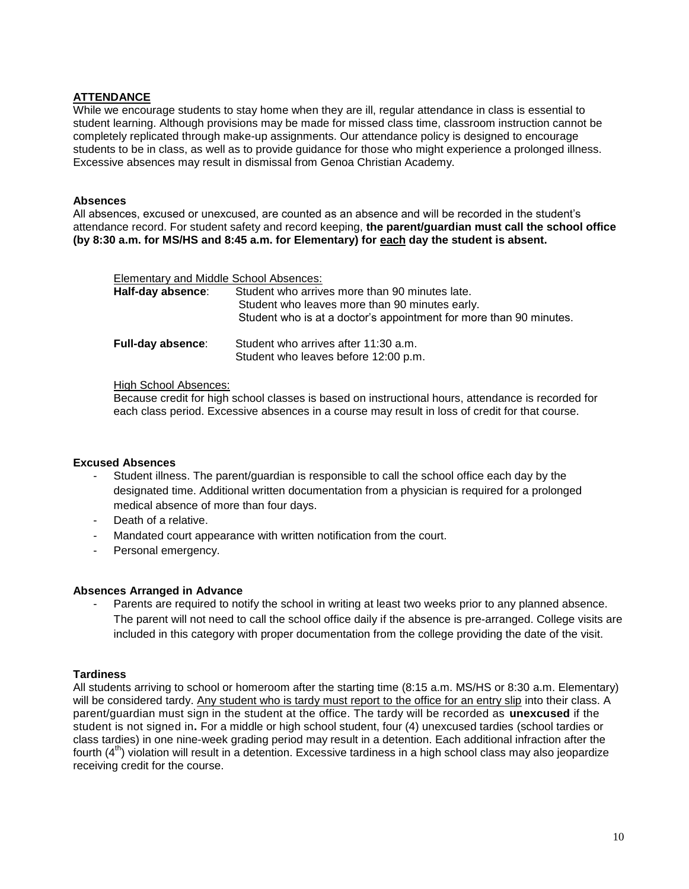## ATTENDANCE

While we encourage students to stay home when they are ill, regular attendance in class is essential to student learning. Although provisions may be made for missed class time, classroom instruction cannot be completely replicated through make-up assignments. Our attendance policy is designed to encourage students to be in class, as well as to provide guidance for those who might experience a prolonged illness. Excessive absences may result in dismissal from Genoa Christian Academy.

### Absences

All absences, excused or unexcused, are counted as an absence and will be recorded in the student's attendance record. For student safety and record keeping, **the parent/guardian must call the school office (by 8:30 a.m. for MS/HS and 8:45 a.m. for Elementary) for each day the student is absent.**

Elementary and Middle School Absences:

**Half-day absence**:
- Student who arrives more than 90 minutes late.
- Student who leaves more than 90 minutes early.
- Student who is at a doctor's appointment for more than 90 minutes.

**Full-day absence**:
- Student who arrives after 11:30 a.m.
- Student who leaves before 12:00 p.m.

High School Absences:

Because credit for high school classes is based on instructional hours, attendance is recorded for each class period. Excessive absences in a course may result in loss of credit for that course.

### Excused Absences

- Student illness. The parent/guardian is responsible to call the school office each day by the designated time. Additional written documentation from a physician is required for a prolonged medical absence of more than four days.
- Death of a relative.
- Mandated court appearance with written notification from the court.
- Personal emergency.

### Absences Arranged in Advance

- Parents are required to notify the school in writing at least two weeks prior to any planned absence. The parent will not need to call the school office daily if the absence is pre-arranged. College visits are included in this category with proper documentation from the college providing the date of the visit.

### Tardiness

All students arriving to school or homeroom after the starting time (8:15 a.m. MS/HS or 8:30 a.m. Elementary) will be considered tardy. Any student who is tardy must report to the office for an entry slip into their class. A parent/guardian must sign in the student at the office. The tardy will be recorded as **unexcused** if the student is not signed in**.** For a middle or high school student, four (4) unexcused tardies (school tardies or class tardies) in one nine-week grading period may result in a detention. Each additional infraction after the fourth (4th) violation will result in a detention. Excessive tardiness in a high school class may also jeopardize receiving credit for the course.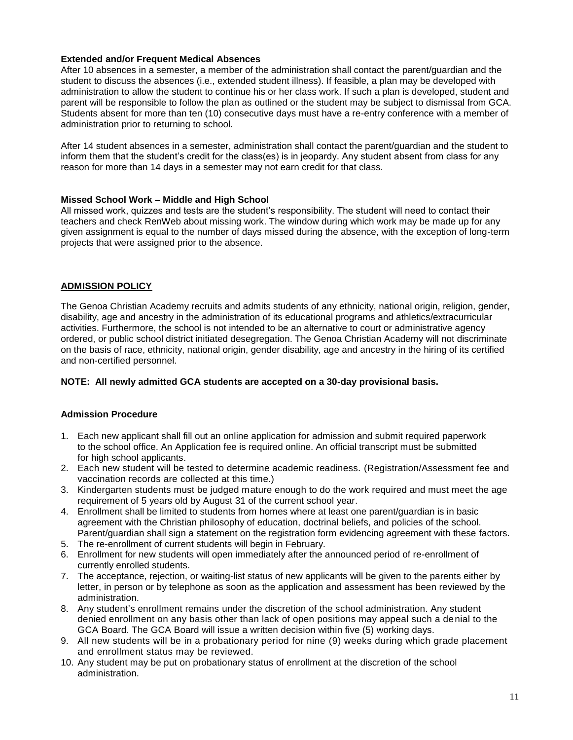**Extended and/or Frequent Medical Absences**

After 10 absences in a semester, a member of the administration shall contact the parent/guardian and the student to discuss the absences (i.e., extended student illness). If feasible, a plan may be developed with administration to allow the student to continue his or her class work. If such a plan is developed, student and parent will be responsible to follow the plan as outlined or the student may be subject to dismissal from GCA. Students absent for more than ten (10) consecutive days must have a re-entry conference with a member of administration prior to returning to school.

After 14 student absences in a semester, administration shall contact the parent/guardian and the student to inform them that the student's credit for the class(es) is in jeopardy. Any student absent from class for any reason for more than 14 days in a semester may not earn credit for that class.

**Missed School Work – Middle and High School**

All missed work, quizzes and tests are the student's responsibility. The student will need to contact their teachers and check RenWeb about missing work. The window during which work may be made up for any given assignment is equal to the number of days missed during the absence, with the exception of long-term projects that were assigned prior to the absence.

## ADMISSION POLICY

The Genoa Christian Academy recruits and admits students of any ethnicity, national origin, religion, gender, disability, age and ancestry in the administration of its educational programs and athletics/extracurricular activities. Furthermore, the school is not intended to be an alternative to court or administrative agency ordered, or public school district initiated desegregation. The Genoa Christian Academy will not discriminate on the basis of race, ethnicity, national origin, gender disability, age and ancestry in the hiring of its certified and non-certified personnel.

**NOTE: All newly admitted GCA students are accepted on a 30-day provisional basis.**

**Admission Procedure**

1. Each new applicant shall fill out an online application for admission and submit required paperwork to the school office. An Application fee is required online. An official transcript must be submitted for high school applicants.
2. Each new student will be tested to determine academic readiness. (Registration/Assessment fee and vaccination records are collected at this time.)
3. Kindergarten students must be judged mature enough to do the work required and must meet the age requirement of 5 years old by August 31 of the current school year.
4. Enrollment shall be limited to students from homes where at least one parent/guardian is in basic agreement with the Christian philosophy of education, doctrinal beliefs, and policies of the school. Parent/guardian shall sign a statement on the registration form evidencing agreement with these factors.
5. The re-enrollment of current students will begin in February.
6. Enrollment for new students will open immediately after the announced period of re-enrollment of currently enrolled students.
7. The acceptance, rejection, or waiting-list status of new applicants will be given to the parents either by letter, in person or by telephone as soon as the application and assessment has been reviewed by the administration.
8. Any student's enrollment remains under the discretion of the school administration. Any student denied enrollment on any basis other than lack of open positions may appeal such a denial to the GCA Board. The GCA Board will issue a written decision within five (5) working days.
9. All new students will be in a probationary period for nine (9) weeks during which grade placement and enrollment status may be reviewed.
10. Any student may be put on probationary status of enrollment at the discretion of the school administration.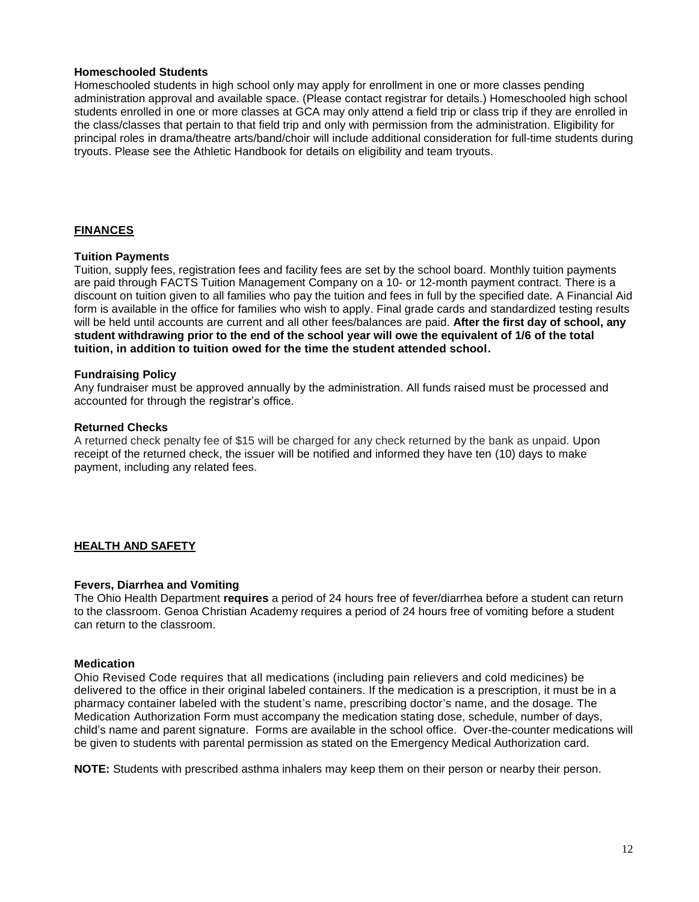### Homeschooled Students

Homeschooled students in high school only may apply for enrollment in one or more classes pending administration approval and available space. (Please contact registrar for details.) Homeschooled high school students enrolled in one or more classes at GCA may only attend a field trip or class trip if they are enrolled in the class/classes that pertain to that field trip and only with permission from the administration. Eligibility for principal roles in drama/theatre arts/band/choir will include additional consideration for full-time students during tryouts. Please see the Athletic Handbook for details on eligibility and team tryouts.

## FINANCES

### Tuition Payments

Tuition, supply fees, registration fees and facility fees are set by the school board. Monthly tuition payments are paid through FACTS Tuition Management Company on a 10- or 12-month payment contract. There is a discount on tuition given to all families who pay the tuition and fees in full by the specified date. A Financial Aid form is available in the office for families who wish to apply. Final grade cards and standardized testing results will be held until accounts are current and all other fees/balances are paid. **After the first day of school, any student withdrawing prior to the end of the school year will owe the equivalent of 1/6 of the total tuition, in addition to tuition owed for the time the student attended school.**

### Fundraising Policy

Any fundraiser must be approved annually by the administration. All funds raised must be processed and accounted for through the registrar's office.

### Returned Checks

A returned check penalty fee of $15 will be charged for any check returned by the bank as unpaid. Upon receipt of the returned check, the issuer will be notified and informed they have ten (10) days to make payment, including any related fees.

## HEALTH AND SAFETY

### Fevers, Diarrhea and Vomiting

The Ohio Health Department **requires** a period of 24 hours free of fever/diarrhea before a student can return to the classroom. Genoa Christian Academy requires a period of 24 hours free of vomiting before a student can return to the classroom.

### Medication

Ohio Revised Code requires that all medications (including pain relievers and cold medicines) be delivered to the office in their original labeled containers. If the medication is a prescription, it must be in a pharmacy container labeled with the student's name, prescribing doctor's name, and the dosage. The Medication Authorization Form must accompany the medication stating dose, schedule, number of days, child's name and parent signature. Forms are available in the school office. Over-the-counter medications will be given to students with parental permission as stated on the Emergency Medical Authorization card.

**NOTE:** Students with prescribed asthma inhalers may keep them on their person or nearby their person.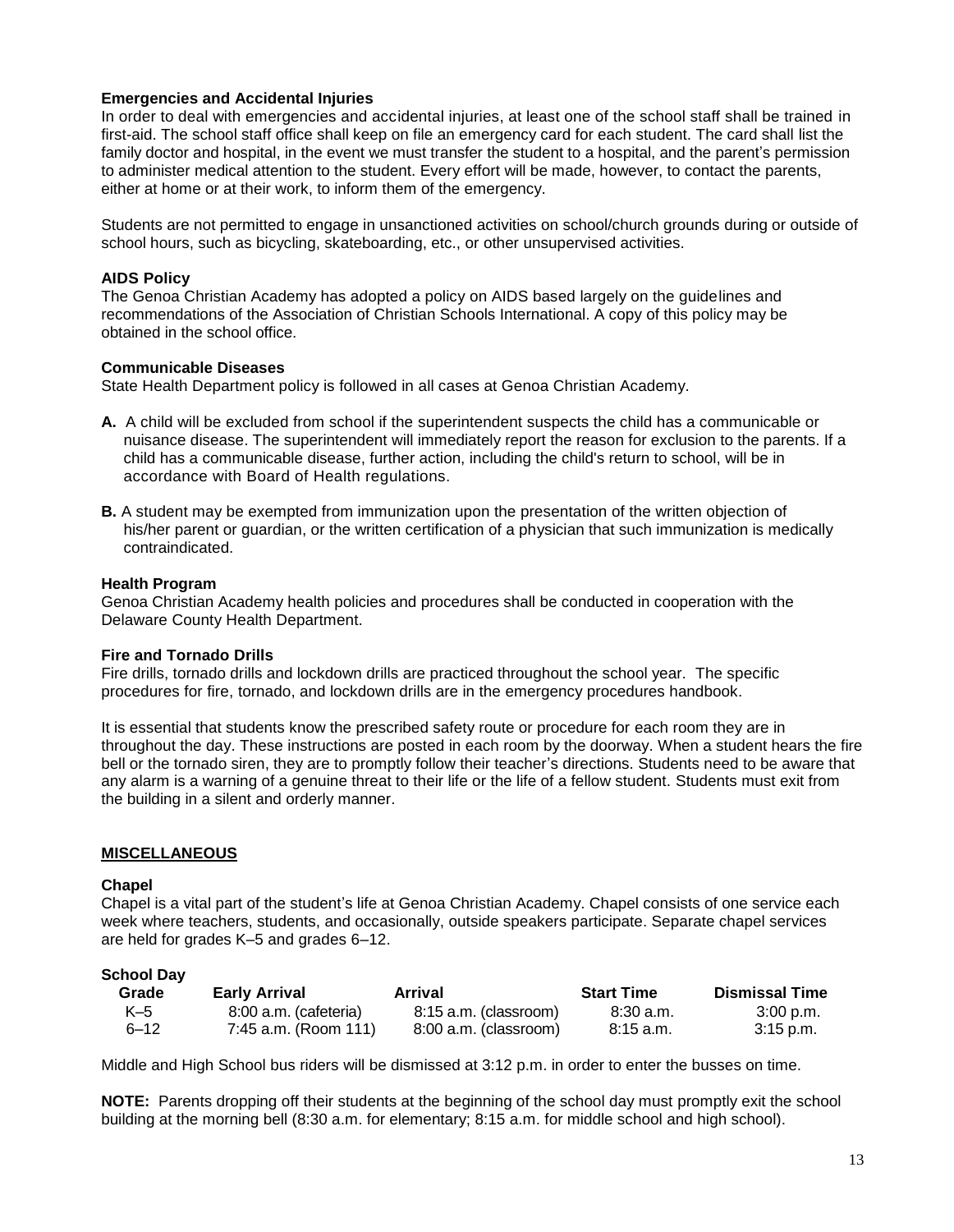### Emergencies and Accidental Injuries

In order to deal with emergencies and accidental injuries, at least one of the school staff shall be trained in first-aid. The school staff office shall keep on file an emergency card for each student. The card shall list the family doctor and hospital, in the event we must transfer the student to a hospital, and the parent's permission to administer medical attention to the student. Every effort will be made, however, to contact the parents, either at home or at their work, to inform them of the emergency.

Students are not permitted to engage in unsanctioned activities on school/church grounds during or outside of school hours, such as bicycling, skateboarding, etc., or other unsupervised activities.

### AIDS Policy

The Genoa Christian Academy has adopted a policy on AIDS based largely on the guidelines and recommendations of the Association of Christian Schools International. A copy of this policy may be obtained in the school office.

### Communicable Diseases

State Health Department policy is followed in all cases at Genoa Christian Academy.

**A.** A child will be excluded from school if the superintendent suspects the child has a communicable or nuisance disease. The superintendent will immediately report the reason for exclusion to the parents. If a child has a communicable disease, further action, including the child's return to school, will be in accordance with Board of Health regulations.

**B.** A student may be exempted from immunization upon the presentation of the written objection of his/her parent or guardian, or the written certification of a physician that such immunization is medically contraindicated.

### Health Program

Genoa Christian Academy health policies and procedures shall be conducted in cooperation with the Delaware County Health Department.

### Fire and Tornado Drills

Fire drills, tornado drills and lockdown drills are practiced throughout the school year. The specific procedures for fire, tornado, and lockdown drills are in the emergency procedures handbook.

It is essential that students know the prescribed safety route or procedure for each room they are in throughout the day. These instructions are posted in each room by the doorway. When a student hears the fire bell or the tornado siren, they are to promptly follow their teacher's directions. Students need to be aware that any alarm is a warning of a genuine threat to their life or the life of a fellow student. Students must exit from the building in a silent and orderly manner.

## MISCELLANEOUS

### Chapel

Chapel is a vital part of the student's life at Genoa Christian Academy. Chapel consists of one service each week where teachers, students, and occasionally, outside speakers participate. Separate chapel services are held for grades K–5 and grades 6–12.

### School Day

| Grade | Early Arrival | Arrival | Start Time | Dismissal Time |
|---|---|---|---|---|
| K–5 | 8:00 a.m. (cafeteria) | 8:15 a.m. (classroom) | 8:30 a.m. | 3:00 p.m. |
| 6–12 | 7:45 a.m. (Room 111) | 8:00 a.m. (classroom) | 8:15 a.m. | 3:15 p.m. |

Middle and High School bus riders will be dismissed at 3:12 p.m. in order to enter the busses on time.

**NOTE:** Parents dropping off their students at the beginning of the school day must promptly exit the school building at the morning bell (8:30 a.m. for elementary; 8:15 a.m. for middle school and high school).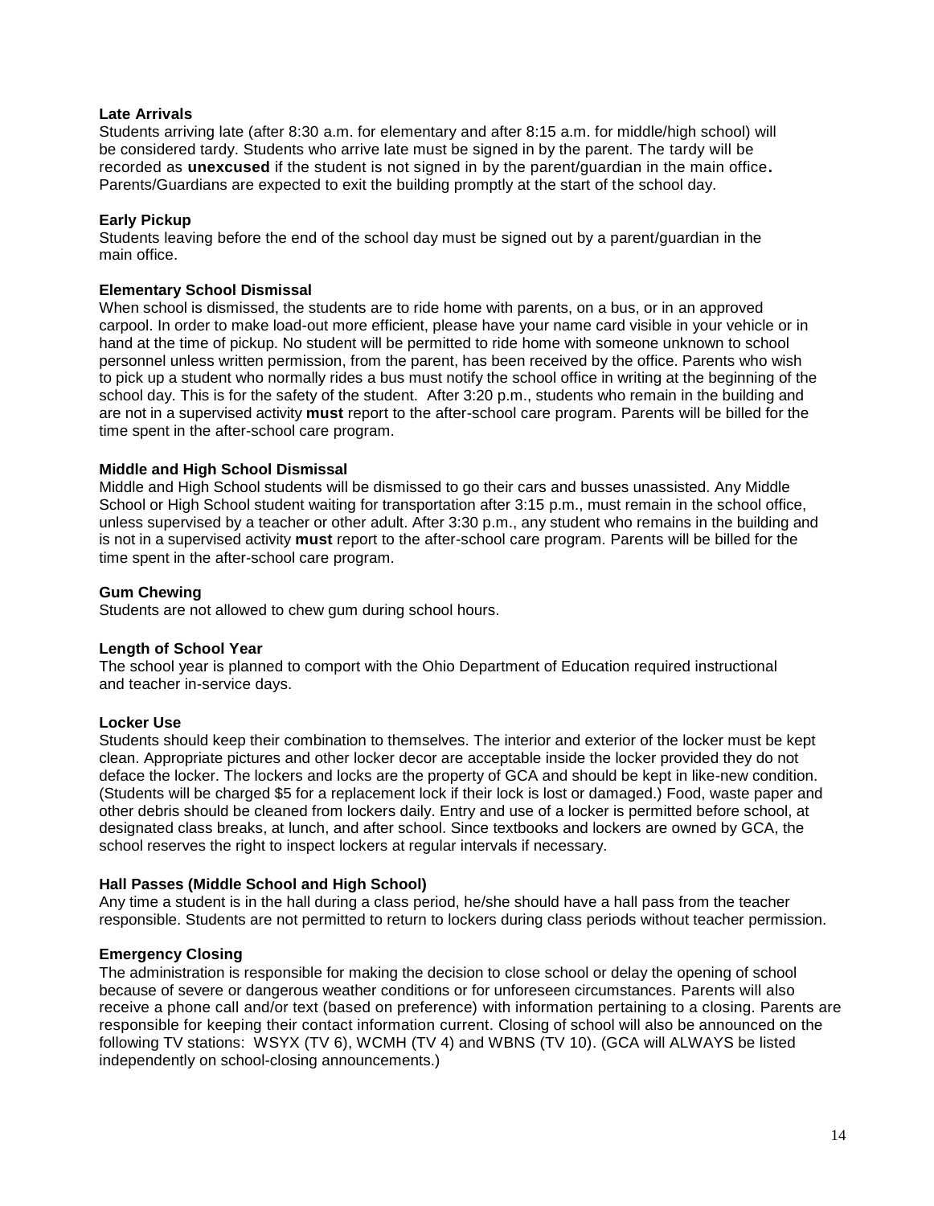**Late Arrivals**
Students arriving late (after 8:30 a.m. for elementary and after 8:15 a.m. for middle/high school) will be considered tardy. Students who arrive late must be signed in by the parent. The tardy will be recorded as **unexcused** if the student is not signed in by the parent/guardian in the main office**.** Parents/Guardians are expected to exit the building promptly at the start of the school day.

**Early Pickup**
Students leaving before the end of the school day must be signed out by a parent/guardian in the main office.

**Elementary School Dismissal**
When school is dismissed, the students are to ride home with parents, on a bus, or in an approved carpool. In order to make load-out more efficient, please have your name card visible in your vehicle or in hand at the time of pickup. No student will be permitted to ride home with someone unknown to school personnel unless written permission, from the parent, has been received by the office. Parents who wish to pick up a student who normally rides a bus must notify the school office in writing at the beginning of the school day. This is for the safety of the student. After 3:20 p.m., students who remain in the building and are not in a supervised activity **must** report to the after-school care program. Parents will be billed for the time spent in the after-school care program.

**Middle and High School Dismissal**
Middle and High School students will be dismissed to go their cars and busses unassisted. Any Middle School or High School student waiting for transportation after 3:15 p.m., must remain in the school office, unless supervised by a teacher or other adult. After 3:30 p.m., any student who remains in the building and is not in a supervised activity **must** report to the after-school care program. Parents will be billed for the time spent in the after-school care program.

**Gum Chewing**
Students are not allowed to chew gum during school hours.

**Length of School Year**
The school year is planned to comport with the Ohio Department of Education required instructional and teacher in-service days.

**Locker Use**
Students should keep their combination to themselves. The interior and exterior of the locker must be kept clean. Appropriate pictures and other locker decor are acceptable inside the locker provided they do not deface the locker. The lockers and locks are the property of GCA and should be kept in like-new condition. (Students will be charged $5 for a replacement lock if their lock is lost or damaged.) Food, waste paper and other debris should be cleaned from lockers daily. Entry and use of a locker is permitted before school, at designated class breaks, at lunch, and after school. Since textbooks and lockers are owned by GCA, the school reserves the right to inspect lockers at regular intervals if necessary.

**Hall Passes (Middle School and High School)**
Any time a student is in the hall during a class period, he/she should have a hall pass from the teacher responsible. Students are not permitted to return to lockers during class periods without teacher permission.

**Emergency Closing**
The administration is responsible for making the decision to close school or delay the opening of school because of severe or dangerous weather conditions or for unforeseen circumstances. Parents will also receive a phone call and/or text (based on preference) with information pertaining to a closing. Parents are responsible for keeping their contact information current. Closing of school will also be announced on the following TV stations: WSYX (TV 6), WCMH (TV 4) and WBNS (TV 10). (GCA will ALWAYS be listed independently on school-closing announcements.)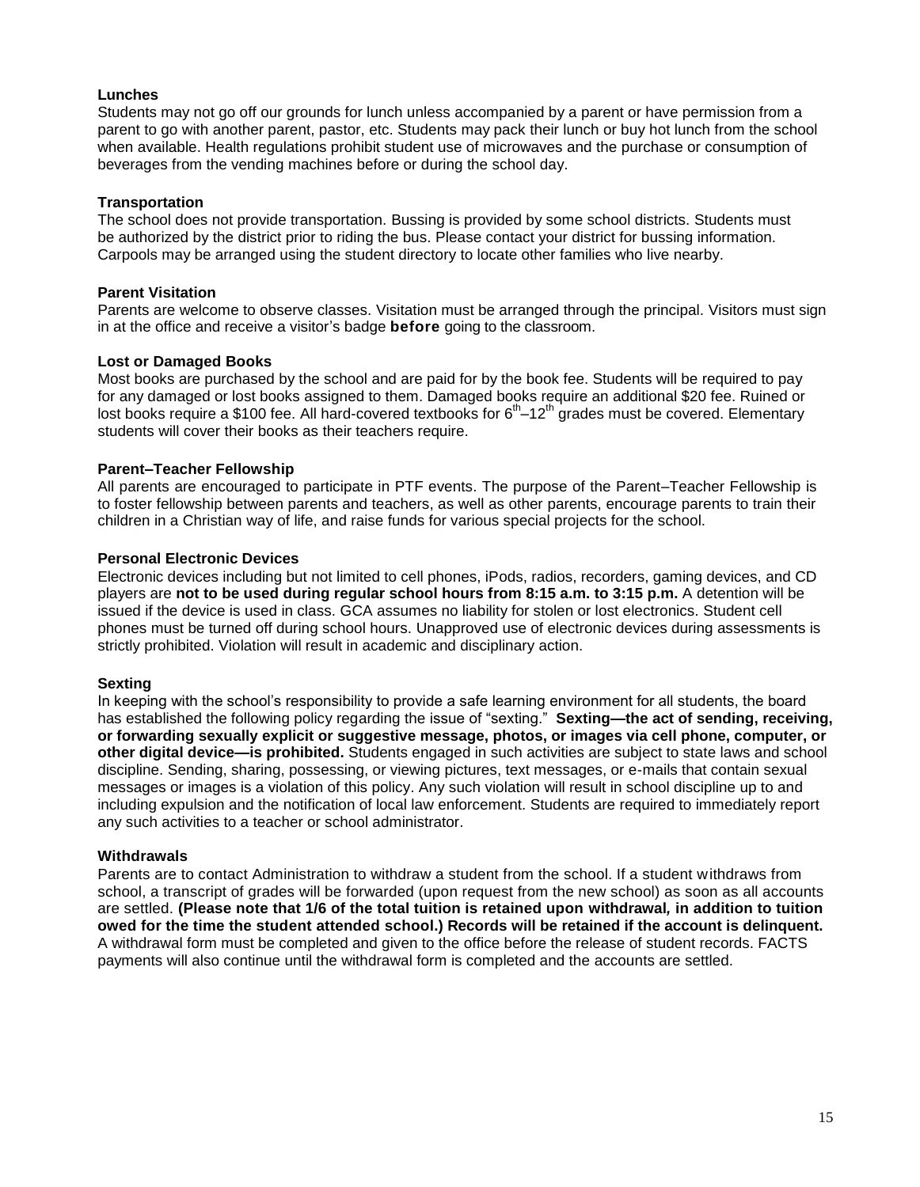### Lunches

Students may not go off our grounds for lunch unless accompanied by a parent or have permission from a parent to go with another parent, pastor, etc. Students may pack their lunch or buy hot lunch from the school when available. Health regulations prohibit student use of microwaves and the purchase or consumption of beverages from the vending machines before or during the school day.

### Transportation

The school does not provide transportation. Bussing is provided by some school districts. Students must be authorized by the district prior to riding the bus. Please contact your district for bussing information. Carpools may be arranged using the student directory to locate other families who live nearby.

### Parent Visitation

Parents are welcome to observe classes. Visitation must be arranged through the principal. Visitors must sign in at the office and receive a visitor's badge **before** going to the classroom.

### Lost or Damaged Books

Most books are purchased by the school and are paid for by the book fee. Students will be required to pay for any damaged or lost books assigned to them. Damaged books require an additional $20 fee. Ruined or lost books require a $100 fee. All hard-covered textbooks for 6th–12th grades must be covered. Elementary students will cover their books as their teachers require.

### Parent–Teacher Fellowship

All parents are encouraged to participate in PTF events. The purpose of the Parent–Teacher Fellowship is to foster fellowship between parents and teachers, as well as other parents, encourage parents to train their children in a Christian way of life, and raise funds for various special projects for the school.

### Personal Electronic Devices

Electronic devices including but not limited to cell phones, iPods, radios, recorders, gaming devices, and CD players are **not to be used during regular school hours from 8:15 a.m. to 3:15 p.m.** A detention will be issued if the device is used in class. GCA assumes no liability for stolen or lost electronics. Student cell phones must be turned off during school hours. Unapproved use of electronic devices during assessments is strictly prohibited. Violation will result in academic and disciplinary action.

### Sexting

In keeping with the school's responsibility to provide a safe learning environment for all students, the board has established the following policy regarding the issue of "sexting." **Sexting—the act of sending, receiving, or forwarding sexually explicit or suggestive message, photos, or images via cell phone, computer, or other digital device—is prohibited.** Students engaged in such activities are subject to state laws and school discipline. Sending, sharing, possessing, or viewing pictures, text messages, or e-mails that contain sexual messages or images is a violation of this policy. Any such violation will result in school discipline up to and including expulsion and the notification of local law enforcement. Students are required to immediately report any such activities to a teacher or school administrator.

### Withdrawals

Parents are to contact Administration to withdraw a student from the school. If a student withdraws from school, a transcript of grades will be forwarded (upon request from the new school) as soon as all accounts are settled. **(Please note that 1/6 of the total tuition is retained upon withdrawal, in addition to tuition owed for the time the student attended school.) Records will be retained if the account is delinquent.** A withdrawal form must be completed and given to the office before the release of student records. FACTS payments will also continue until the withdrawal form is completed and the accounts are settled.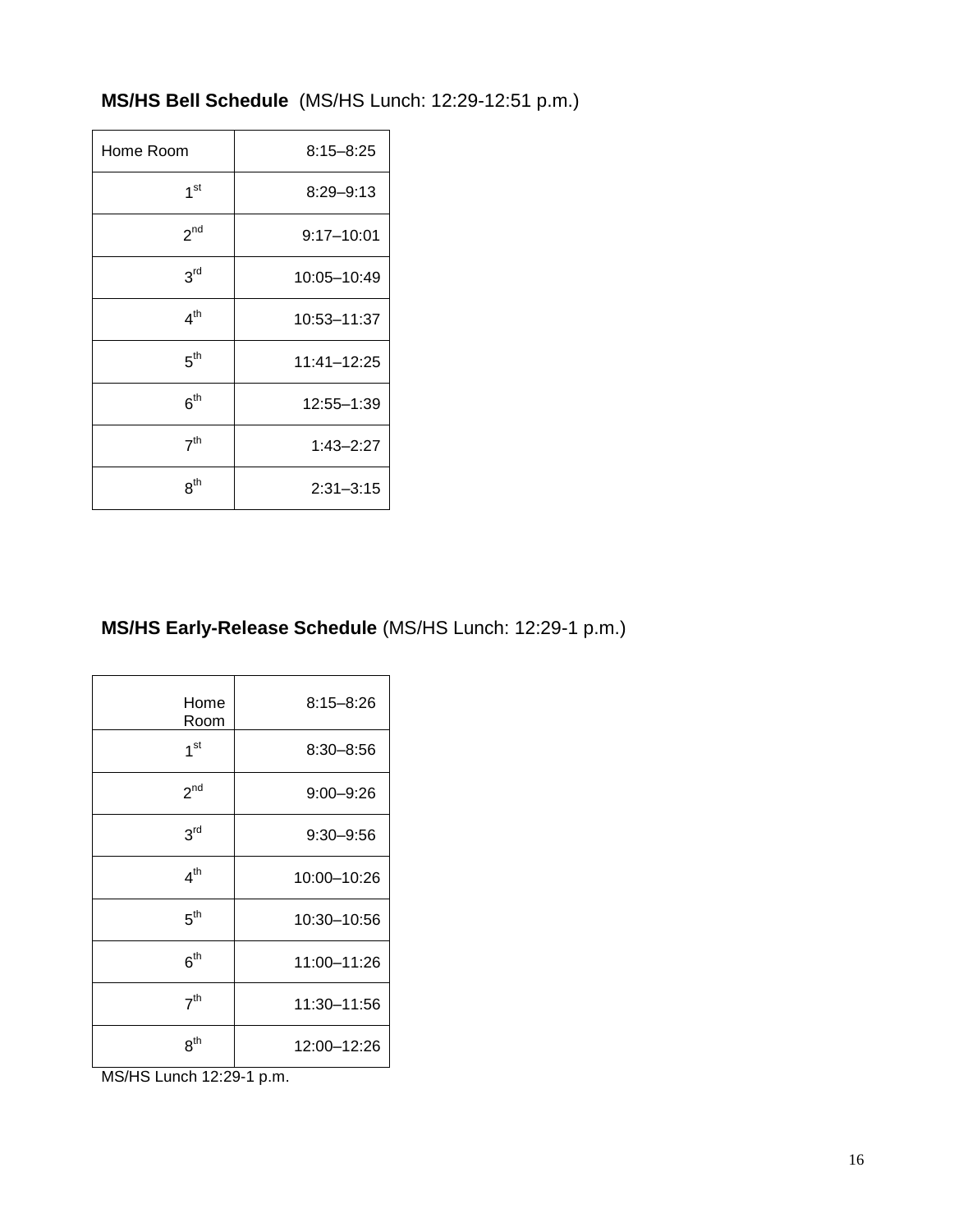**MS/HS Bell Schedule** (MS/HS Lunch: 12:29-12:51 p.m.)

| Home Room | 8:15–8:25 |
|---|---|
| 1st | 8:29–9:13 |
| 2nd | 9:17–10:01 |
| 3rd | 10:05–10:49 |
| 4th | 10:53–11:37 |
| 5th | 11:41–12:25 |
| 6th | 12:55–1:39 |
| 7th | 1:43–2:27 |
| 8th | 2:31–3:15 |

**MS/HS Early-Release Schedule** (MS/HS Lunch: 12:29-1 p.m.)

| Home Room | 8:15–8:26 |
|---|---|
| 1st | 8:30–8:56 |
| 2nd | 9:00–9:26 |
| 3rd | 9:30–9:56 |
| 4th | 10:00–10:26 |
| 5th | 10:30–10:56 |
| 6th | 11:00–11:26 |
| 7th | 11:30–11:56 |
| 8th | 12:00–12:26 |

MS/HS Lunch 12:29-1 p.m.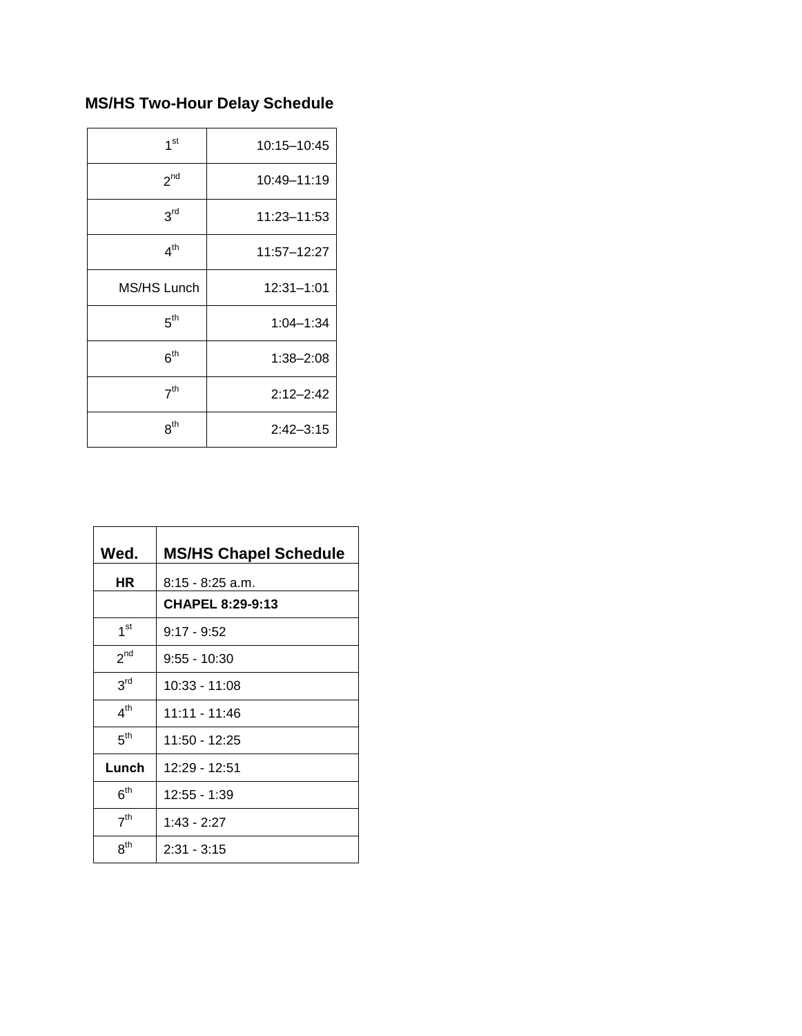**MS/HS Two-Hour Delay Schedule**

| | |
|---|---|
| 1st | 10:15–10:45 |
| 2nd | 10:49–11:19 |
| 3rd | 11:23–11:53 |
| 4th | 11:57–12:27 |
| MS/HS Lunch | 12:31–1:01 |
| 5th | 1:04–1:34 |
| 6th | 1:38–2:08 |
| 7th | 2:12–2:42 |
| 8th | 2:42–3:15 |

| **Wed.** | **MS/HS Chapel Schedule** |
|---|---|
| **HR** | 8:15 - 8:25 a.m. |
| | **CHAPEL 8:29-9:13** |
| 1st | 9:17 - 9:52 |
| 2nd | 9:55 - 10:30 |
| 3rd | 10:33 - 11:08 |
| 4th | 11:11 - 11:46 |
| 5th | 11:50 - 12:25 |
| **Lunch** | 12:29 - 12:51 |
| 6th | 12:55 - 1:39 |
| 7th | 1:43 - 2:27 |
| 8th | 2:31 - 3:15 |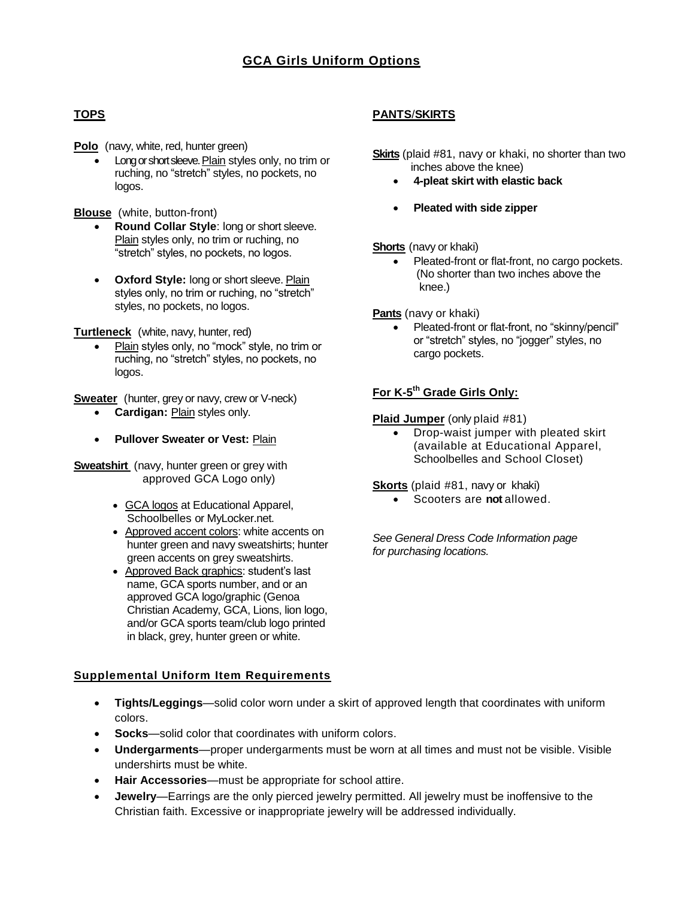# GCA Girls Uniform Options

## TOPS

**Polo** (navy, white, red, hunter green)

- Long or short sleeve. Plain styles only, no trim or ruching, no "stretch" styles, no pockets, no logos.

**Blouse** (white, button-front)

- **Round Collar Style**: long or short sleeve. Plain styles only, no trim or ruching, no "stretch" styles, no pockets, no logos.
- **Oxford Style:** long or short sleeve. Plain styles only, no trim or ruching, no "stretch" styles, no pockets, no logos.

**Turtleneck** (white, navy, hunter, red)

- Plain styles only, no "mock" style, no trim or ruching, no "stretch" styles, no pockets, no logos.

**Sweater** (hunter, grey or navy, crew or V-neck)

- **Cardigan:** Plain styles only.
- **Pullover Sweater or Vest:** Plain

**Sweatshirt** (navy, hunter green or grey with approved GCA Logo only)

- GCA logos at Educational Apparel, Schoolbelles or MyLocker.net.
- Approved accent colors: white accents on hunter green and navy sweatshirts; hunter green accents on grey sweatshirts.
- Approved Back graphics: student's last name, GCA sports number, and or an approved GCA logo/graphic (Genoa Christian Academy, GCA, Lions, lion logo, and/or GCA sports team/club logo printed in black, grey, hunter green or white.

## PANTS/SKIRTS

**Skirts** (plaid #81, navy or khaki, no shorter than two inches above the knee)

- **4-pleat skirt with elastic back**
- **Pleated with side zipper**

**Shorts** (navy or khaki)

- Pleated-front or flat-front, no cargo pockets. (No shorter than two inches above the knee.)

**Pants** (navy or khaki)

- Pleated-front or flat-front, no "skinny/pencil" or "stretch" styles, no "jogger" styles, no cargo pockets.

### For K-5th Grade Girls Only:

**Plaid Jumper** (only plaid #81)

- Drop-waist jumper with pleated skirt (available at Educational Apparel, Schoolbelles and School Closet)

**Skorts** (plaid #81, navy or khaki)

- Scooters are **not** allowed.

*See General Dress Code Information page for purchasing locations.*

## Supplemental Uniform Item Requirements

- **Tights/Leggings**—solid color worn under a skirt of approved length that coordinates with uniform colors.
- **Socks**—solid color that coordinates with uniform colors.
- **Undergarments**—proper undergarments must be worn at all times and must not be visible. Visible undershirts must be white.
- **Hair Accessories**—must be appropriate for school attire.
- **Jewelry**—Earrings are the only pierced jewelry permitted. All jewelry must be inoffensive to the Christian faith. Excessive or inappropriate jewelry will be addressed individually.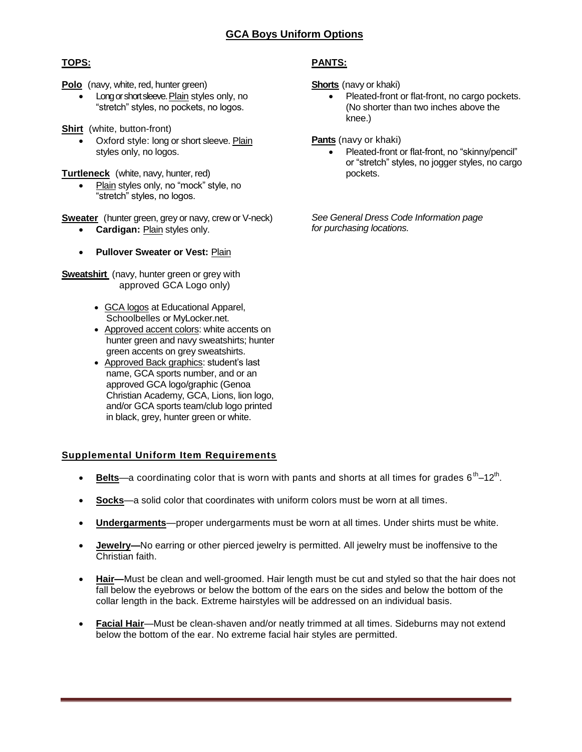# GCA Boys Uniform Options

## TOPS:

**Polo** (navy, white, red, hunter green)

- Long or short sleeve. Plain styles only, no "stretch" styles, no pockets, no logos.

**Shirt** (white, button-front)

- Oxford style: long or short sleeve. Plain styles only, no logos.

**Turtleneck** (white, navy, hunter, red)

- Plain styles only, no "mock" style, no "stretch" styles, no logos.

**Sweater** (hunter green, grey or navy, crew or V-neck)

- **Cardigan:** Plain styles only.
- **Pullover Sweater or Vest:** Plain

**Sweatshirt** (navy, hunter green or grey with approved GCA Logo only)

- GCA logos at Educational Apparel, Schoolbelles or MyLocker.net.
- Approved accent colors: white accents on hunter green and navy sweatshirts; hunter green accents on grey sweatshirts.
- Approved Back graphics: student's last name, GCA sports number, and or an approved GCA logo/graphic (Genoa Christian Academy, GCA, Lions, lion logo, and/or GCA sports team/club logo printed in black, grey, hunter green or white.

## PANTS:

**Shorts** (navy or khaki)

- Pleated-front or flat-front, no cargo pockets. (No shorter than two inches above the knee.)

**Pants** (navy or khaki)

- Pleated-front or flat-front, no "skinny/pencil" or "stretch" styles, no jogger styles, no cargo pockets.

*See General Dress Code Information page for purchasing locations.*

## Supplemental Uniform Item Requirements

- **Belts**—a coordinating color that is worn with pants and shorts at all times for grades 6th–12th.
- **Socks**—a solid color that coordinates with uniform colors must be worn at all times.
- **Undergarments**—proper undergarments must be worn at all times. Under shirts must be white.
- **Jewelry—**No earring or other pierced jewelry is permitted. All jewelry must be inoffensive to the Christian faith.
- **Hair—**Must be clean and well-groomed. Hair length must be cut and styled so that the hair does not fall below the eyebrows or below the bottom of the ears on the sides and below the bottom of the collar length in the back. Extreme hairstyles will be addressed on an individual basis.
- **Facial Hair**—Must be clean-shaven and/or neatly trimmed at all times. Sideburns may not extend below the bottom of the ear. No extreme facial hair styles are permitted.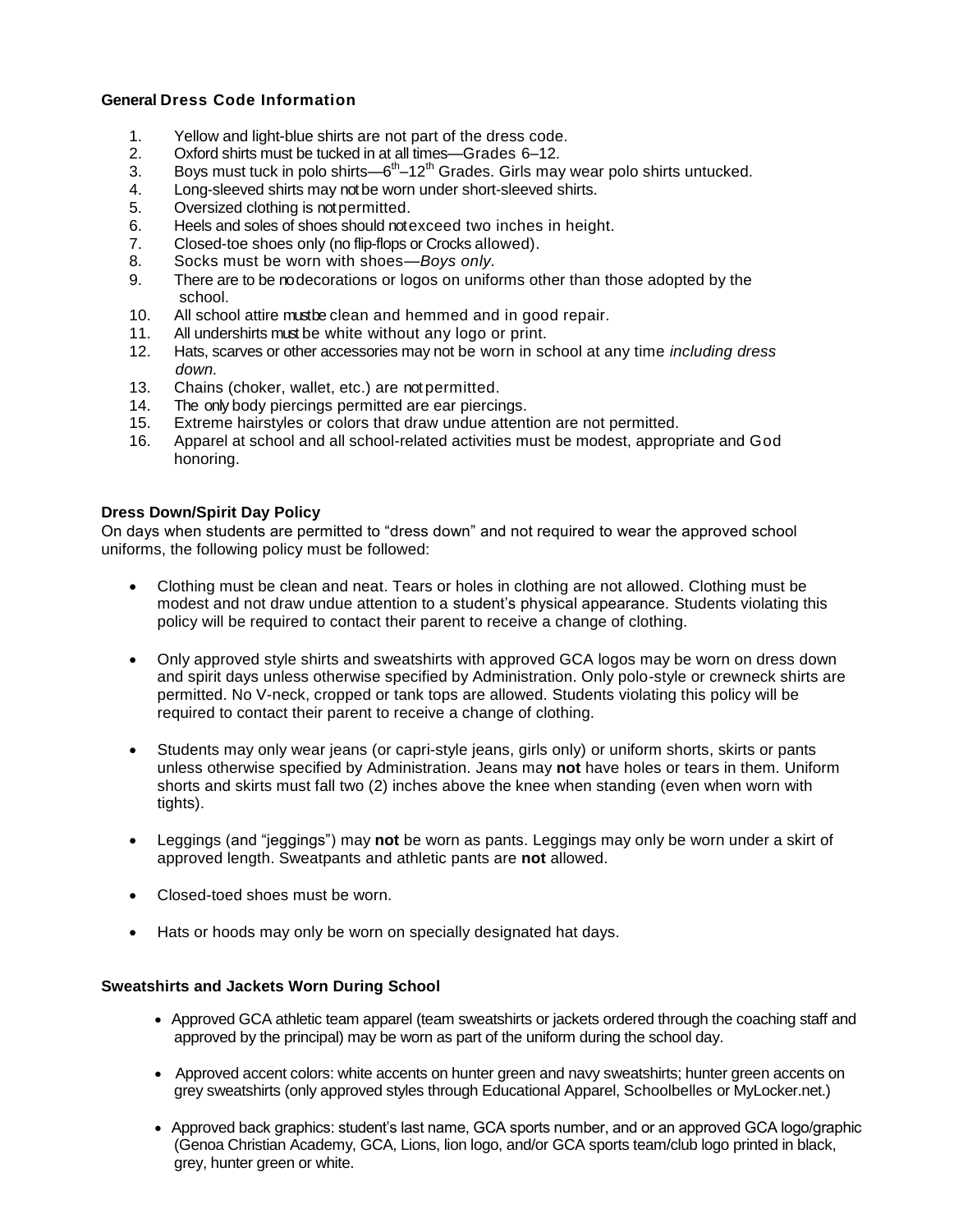### General Dress Code Information

1. Yellow and light-blue shirts are not part of the dress code.
2. Oxford shirts must be tucked in at all times—Grades 6–12.
3. Boys must tuck in polo shirts—6th–12th Grades. Girls may wear polo shirts untucked.
4. Long-sleeved shirts may not be worn under short-sleeved shirts.
5. Oversized clothing is not permitted.
6. Heels and soles of shoes should not exceed two inches in height.
7. Closed-toe shoes only (no flip-flops or Crocks allowed).
8. Socks must be worn with shoes—*Boys only.*
9. There are to be no decorations or logos on uniforms other than those adopted by the school.
10. All school attire must be clean and hemmed and in good repair.
11. All undershirts must be white without any logo or print.
12. Hats, scarves or other accessories may not be worn in school at any time *including dress down.*
13. Chains (choker, wallet, etc.) are not permitted.
14. The only body piercings permitted are ear piercings.
15. Extreme hairstyles or colors that draw undue attention are not permitted.
16. Apparel at school and all school-related activities must be modest, appropriate and God honoring.

### Dress Down/Spirit Day Policy

On days when students are permitted to "dress down" and not required to wear the approved school uniforms, the following policy must be followed:

- Clothing must be clean and neat. Tears or holes in clothing are not allowed. Clothing must be modest and not draw undue attention to a student's physical appearance. Students violating this policy will be required to contact their parent to receive a change of clothing.
- Only approved style shirts and sweatshirts with approved GCA logos may be worn on dress down and spirit days unless otherwise specified by Administration. Only polo-style or crewneck shirts are permitted. No V-neck, cropped or tank tops are allowed. Students violating this policy will be required to contact their parent to receive a change of clothing.
- Students may only wear jeans (or capri-style jeans, girls only) or uniform shorts, skirts or pants unless otherwise specified by Administration. Jeans may **not** have holes or tears in them. Uniform shorts and skirts must fall two (2) inches above the knee when standing (even when worn with tights).
- Leggings (and "jeggings") may **not** be worn as pants. Leggings may only be worn under a skirt of approved length. Sweatpants and athletic pants are **not** allowed.
- Closed-toed shoes must be worn.
- Hats or hoods may only be worn on specially designated hat days.

### Sweatshirts and Jackets Worn During School

- Approved GCA athletic team apparel (team sweatshirts or jackets ordered through the coaching staff and approved by the principal) may be worn as part of the uniform during the school day.
- Approved accent colors: white accents on hunter green and navy sweatshirts; hunter green accents on grey sweatshirts (only approved styles through Educational Apparel, Schoolbelles or MyLocker.net.)
- Approved back graphics: student's last name, GCA sports number, and or an approved GCA logo/graphic (Genoa Christian Academy, GCA, Lions, lion logo, and/or GCA sports team/club logo printed in black, grey, hunter green or white.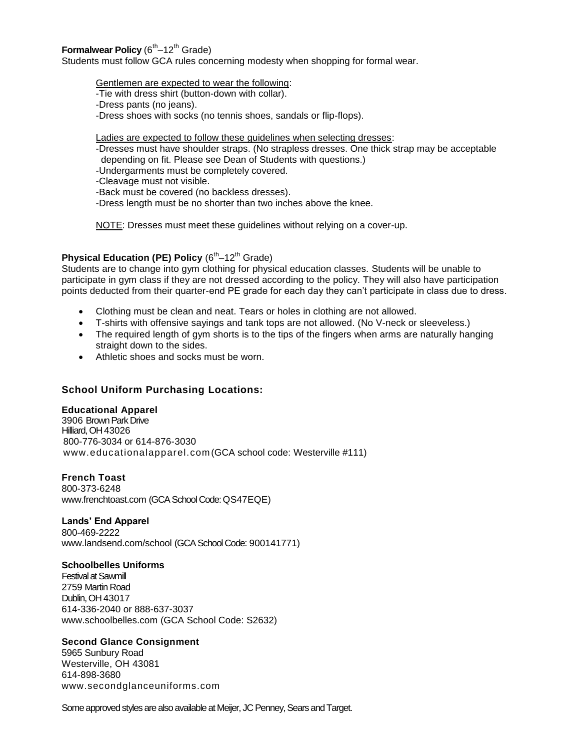**Formalwear Policy** (6th–12th Grade)
Students must follow GCA rules concerning modesty when shopping for formal wear.

Gentlemen are expected to wear the following:
-Tie with dress shirt (button-down with collar).
-Dress pants (no jeans).
-Dress shoes with socks (no tennis shoes, sandals or flip-flops).

Ladies are expected to follow these guidelines when selecting dresses:
-Dresses must have shoulder straps. (No strapless dresses. One thick strap may be acceptable depending on fit. Please see Dean of Students with questions.)
-Undergarments must be completely covered.
-Cleavage must not visible.
-Back must be covered (no backless dresses).
-Dress length must be no shorter than two inches above the knee.

NOTE: Dresses must meet these guidelines without relying on a cover-up.

**Physical Education (PE) Policy** (6th–12th Grade)
Students are to change into gym clothing for physical education classes. Students will be unable to participate in gym class if they are not dressed according to the policy. They will also have participation points deducted from their quarter-end PE grade for each day they can't participate in class due to dress.

- Clothing must be clean and neat. Tears or holes in clothing are not allowed.
- T-shirts with offensive sayings and tank tops are not allowed. (No V-neck or sleeveless.)
- The required length of gym shorts is to the tips of the fingers when arms are naturally hanging straight down to the sides.
- Athletic shoes and socks must be worn.

## School Uniform Purchasing Locations:

**Educational Apparel**
3906 Brown Park Drive
Hilliard, OH 43026
800-776-3034 or 614-876-3030
www.educationalapparel.com (GCA school code: Westerville #111)

**French Toast**
800-373-6248
www.frenchtoast.com (GCA School Code: QS47EQE)

**Lands' End Apparel**
800-469-2222
www.landsend.com/school (GCA School Code: 900141771)

**Schoolbelles Uniforms**
Festival at Sawmill
2759 Martin Road
Dublin, OH 43017
614-336-2040 or 888-637-3037
www.schoolbelles.com (GCA School Code: S2632)

**Second Glance Consignment**
5965 Sunbury Road
Westerville, OH 43081
614-898-3680
www.secondglanceuniforms.com

Some approved styles are also available at Meijer, JC Penney, Sears and Target.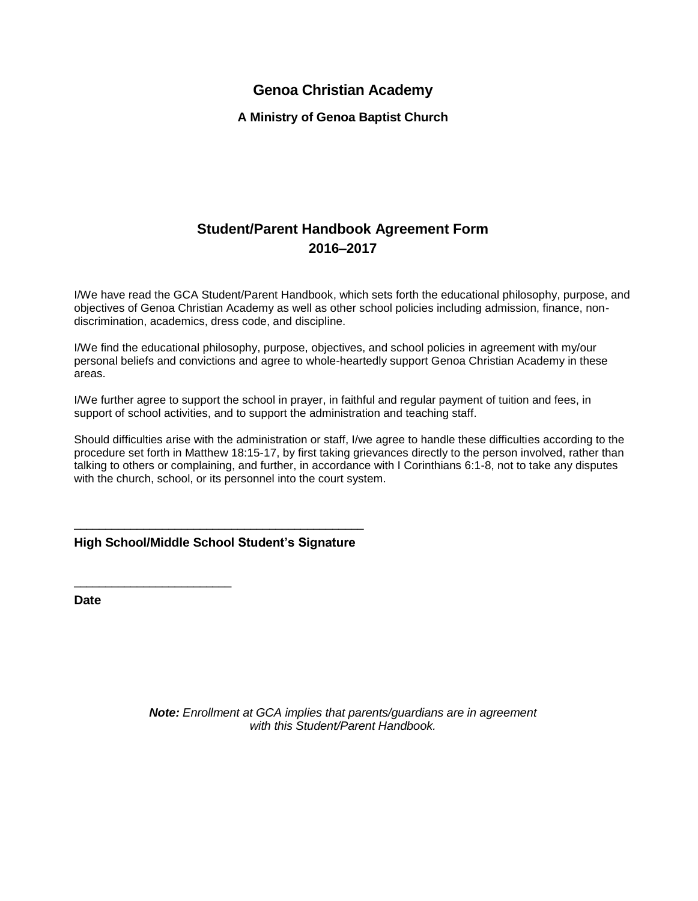# Genoa Christian Academy

### A Ministry of Genoa Baptist Church

## Student/Parent Handbook Agreement Form
## 2016–2017

I/We have read the GCA Student/Parent Handbook, which sets forth the educational philosophy, purpose, and objectives of Genoa Christian Academy as well as other school policies including admission, finance, non-discrimination, academics, dress code, and discipline.

I/We find the educational philosophy, purpose, objectives, and school policies in agreement with my/our personal beliefs and convictions and agree to whole-heartedly support Genoa Christian Academy in these areas.

I/We further agree to support the school in prayer, in faithful and regular payment of tuition and fees, in support of school activities, and to support the administration and teaching staff.

Should difficulties arise with the administration or staff, I/we agree to handle these difficulties according to the procedure set forth in Matthew 18:15-17, by first taking grievances directly to the person involved, rather than talking to others or complaining, and further, in accordance with I Corinthians 6:1-8, not to take any disputes with the church, school, or its personnel into the court system.

\_\_\_\_\_\_\_\_\_\_\_\_\_\_\_\_\_\_\_\_\_\_\_\_\_\_\_\_\_\_\_\_\_\_\_\_\_\_\_\_\_\_\_\_

**High School/Middle School Student's Signature**

\_\_\_\_\_\_\_\_\_\_\_\_\_\_\_\_\_\_\_\_\_\_\_\_

**Date**

***Note:*** *Enrollment at GCA implies that parents/guardians are in agreement with this Student/Parent Handbook.*